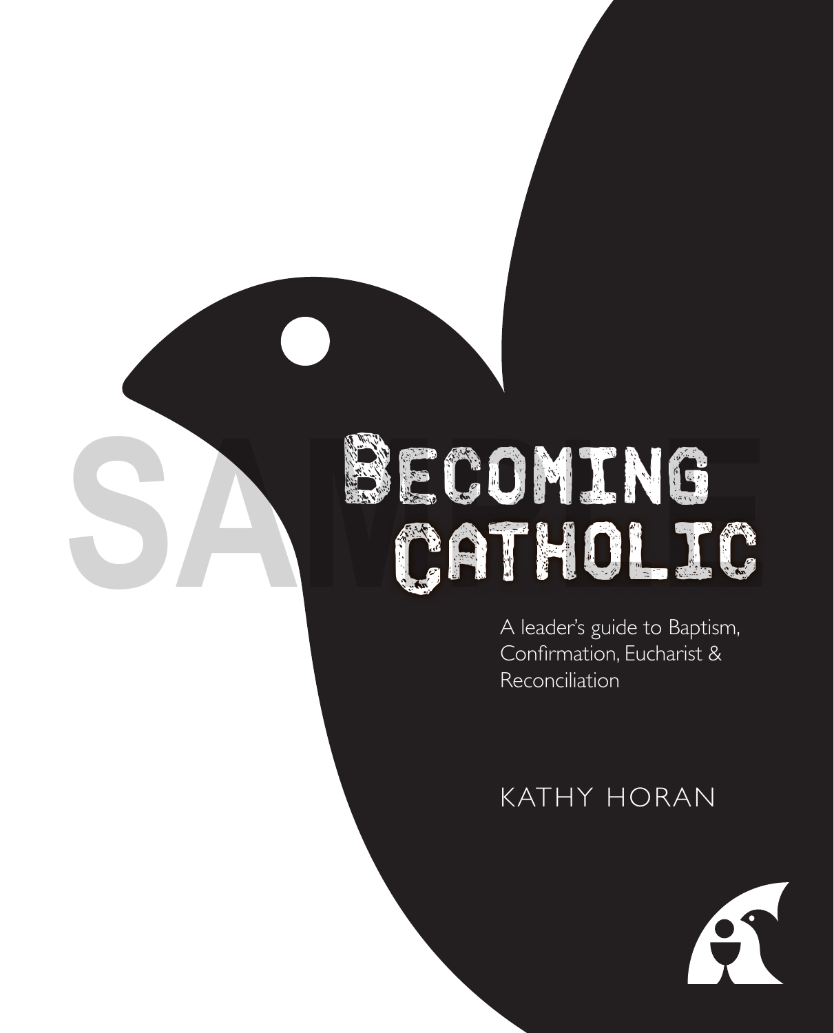# Becoming Catholic

A leader's guide to Baptism, Confirmation, Eucharist & Reconciliation

KATHY HORAN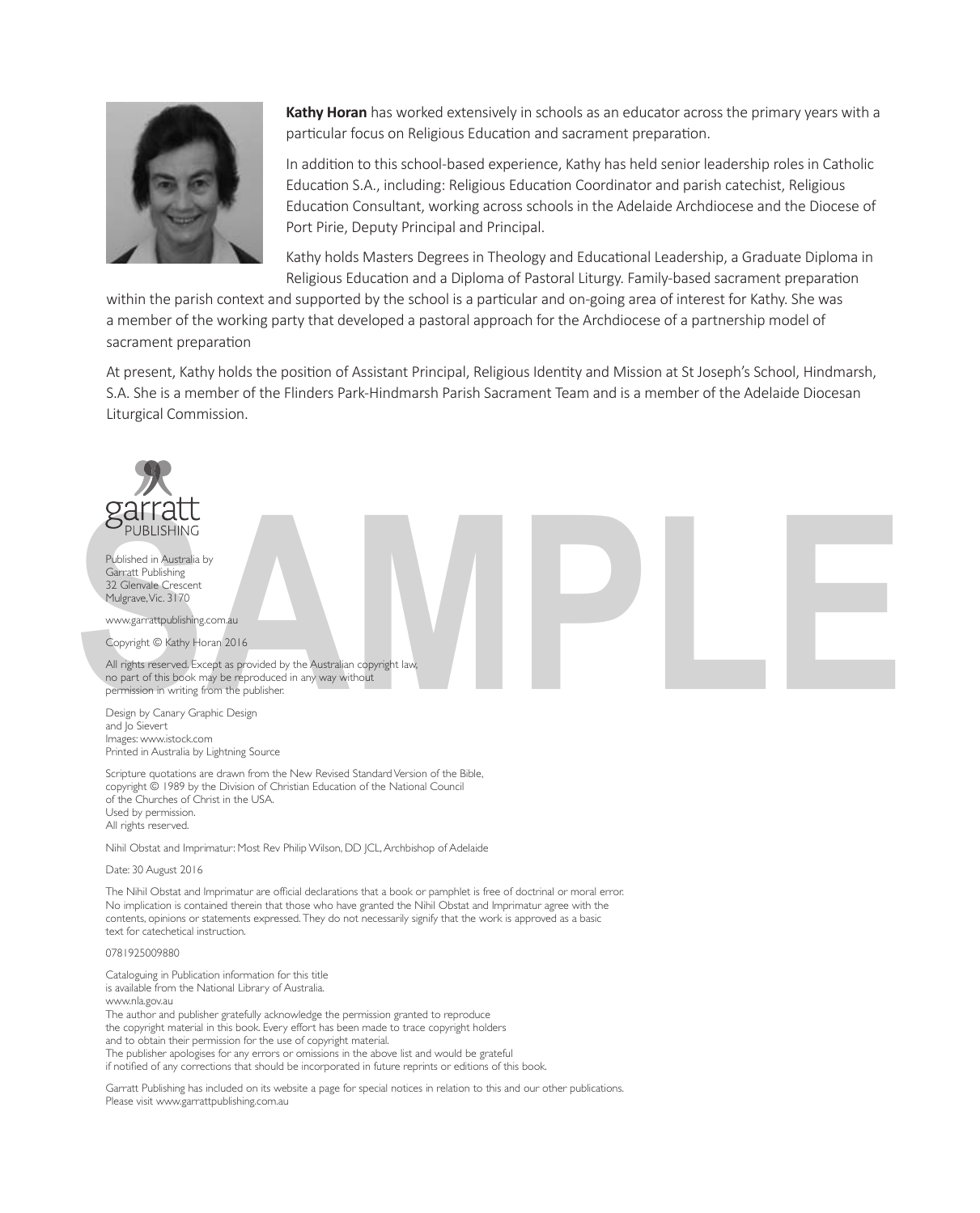**Kathy Horan** has worked extensively in schools as an educator across the primary years with a particular focus on Religious Education and sacrament preparation.

In addition to this school-based experience, Kathy has held senior leadership roles in Catholic Education S.A., including: Religious Education Coordinator and parish catechist, Religious Education Consultant, working across schools in the Adelaide Archdiocese and the Diocese of Port Pirie, Deputy Principal and Principal.

Kathy holds Masters Degrees in Theology and Educational Leadership, a Graduate Diploma in Religious Education and a Diploma of Pastoral Liturgy. Family-based sacrament preparation within the parish context and supported by the school is a particular and on-going area of interest for Kathy. She was a member of the working party that developed a pastoral approach for the Archdiocese of a partnership model of sacrament preparation

At present, Kathy holds the position of Assistant Principal, Religious Identity and Mission at St Joseph's School, Hindmarsh, S.A. She is a member of the Flinders Park-Hindmarsh Parish Sacrament Team and is a member of the Adelaide Diocesan Liturgical Commission.

garratt PUBLISHING

Published in Australia by
Garratt Publishing
32 Glenvale Crescent
Mulgrave, Vic. 3170

www.garrattpublishing.com.au

Copyright © Kathy Horan 2016

All rights reserved. Except as provided by the Australian copyright law, no part of this book may be reproduced in any way without permission in writing from the publisher.

Design by Canary Graphic Design
and Jo Sievert
Images: www.istock.com
Printed in Australia by Lightning Source

Scripture quotations are drawn from the New Revised Standard Version of the Bible, copyright © 1989 by the Division of Christian Education of the National Council of the Churches of Christ in the USA.
Used by permission.
All rights reserved.

Nihil Obstat and Imprimatur: Most Rev Philip Wilson, DD JCL, Archbishop of Adelaide

Date: 30 August 2016

The Nihil Obstat and Imprimatur are official declarations that a book or pamphlet is free of doctrinal or moral error. No implication is contained therein that those who have granted the Nihil Obstat and Imprimatur agree with the contents, opinions or statements expressed. They do not necessarily signify that the work is approved as a basic text for catechetical instruction.

0781925009880

Cataloguing in Publication information for this title
is available from the National Library of Australia.
www.nla.gov.au
The author and publisher gratefully acknowledge the permission granted to reproduce the copyright material in this book. Every effort has been made to trace copyright holders and to obtain their permission for the use of copyright material.
The publisher apologises for any errors or omissions in the above list and would be grateful if notified of any corrections that should be incorporated in future reprints or editions of this book.

Garratt Publishing has included on its website a page for special notices in relation to this and our other publications.
Please visit www.garrattpublishing.com.au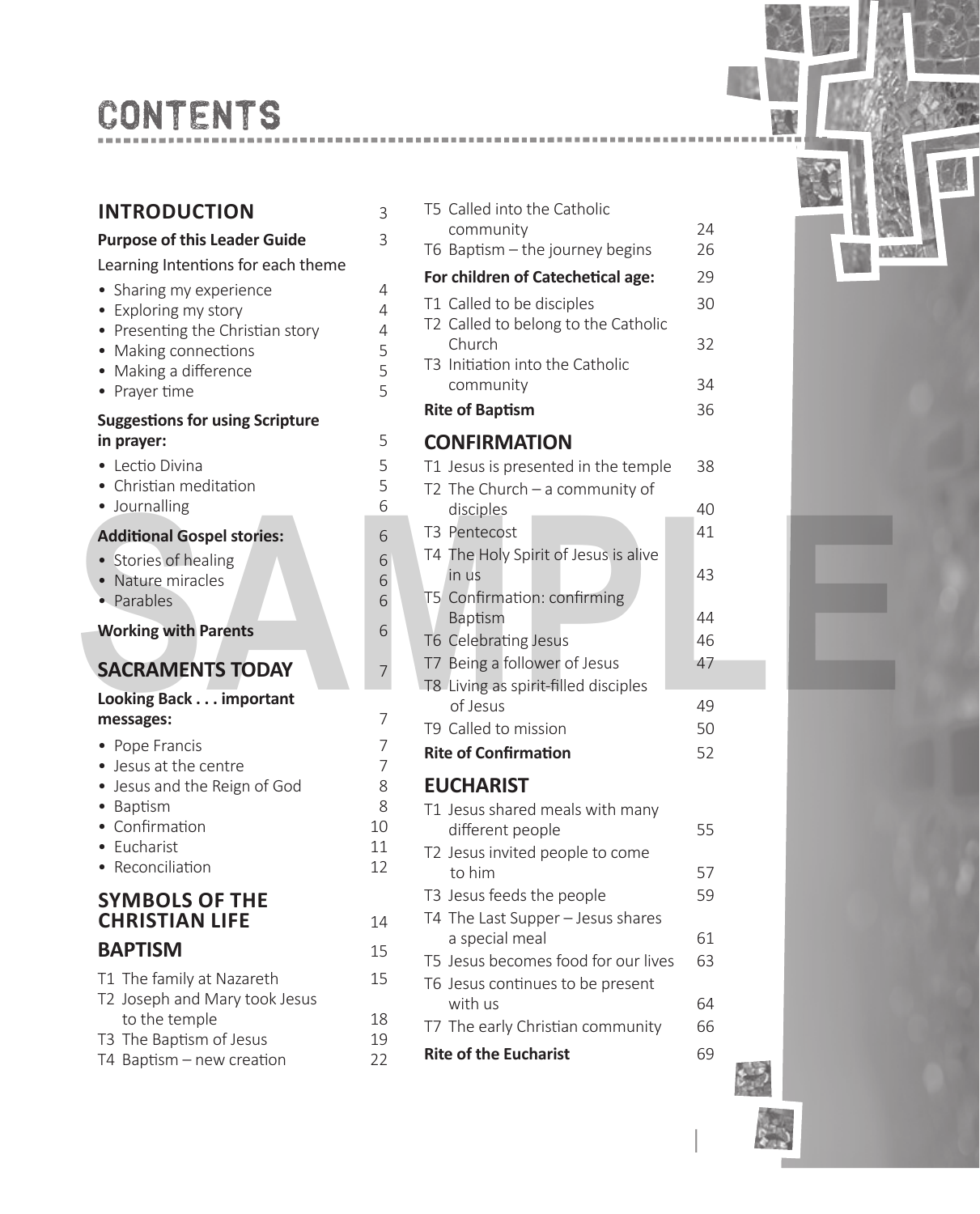# CONTENTS

**INTRODUCTION** 3

**Purpose of this Leader Guide** 3

Learning Intentions for each theme

- Sharing my experience 4
- Exploring my story 4
- Presenting the Christian story 4
- Making connections 5
- Making a difference 5
- Prayer time 5

**Suggestions for using Scripture in prayer:** 5

- Lectio Divina 5
- Christian meditation 5
- Journalling 6

**Additional Gospel stories:** 6

- Stories of healing 6
- Nature miracles 6
- Parables 6

**Working with Parents** 6

**SACRAMENTS TODAY** 7

**Looking Back . . . important messages:** 7

- Pope Francis 7
- Jesus at the centre 7
- Jesus and the Reign of God 8
- Baptism 8
- Confirmation 10
- Eucharist 11
- Reconciliation 12

**SYMBOLS OF THE CHRISTIAN LIFE** 14

**BAPTISM** 15

T1 The family at Nazareth 15
T2 Joseph and Mary took Jesus to the temple 18
T3 The Baptism of Jesus 19
T4 Baptism – new creation 22
T5 Called into the Catholic community 24
T6 Baptism – the journey begins 26

**For children of Catechetical age:** 29

T1 Called to be disciples 30
T2 Called to belong to the Catholic Church 32
T3 Initiation into the Catholic community 34

**Rite of Baptism** 36

**CONFIRMATION**

T1 Jesus is presented in the temple 38
T2 The Church – a community of disciples 40
T3 Pentecost 41
T4 The Holy Spirit of Jesus is alive in us 43
T5 Confirmation: confirming Baptism 44
T6 Celebrating Jesus 46
T7 Being a follower of Jesus 47
T8 Living as spirit-filled disciples of Jesus 49
T9 Called to mission 50

**Rite of Confirmation** 52

**EUCHARIST**

T1 Jesus shared meals with many different people 55
T2 Jesus invited people to come to him 57
T3 Jesus feeds the people 59
T4 The Last Supper – Jesus shares a special meal 61
T5 Jesus becomes food for our lives 63
T6 Jesus continues to be present with us 64
T7 The early Christian community 66

**Rite of the Eucharist** 69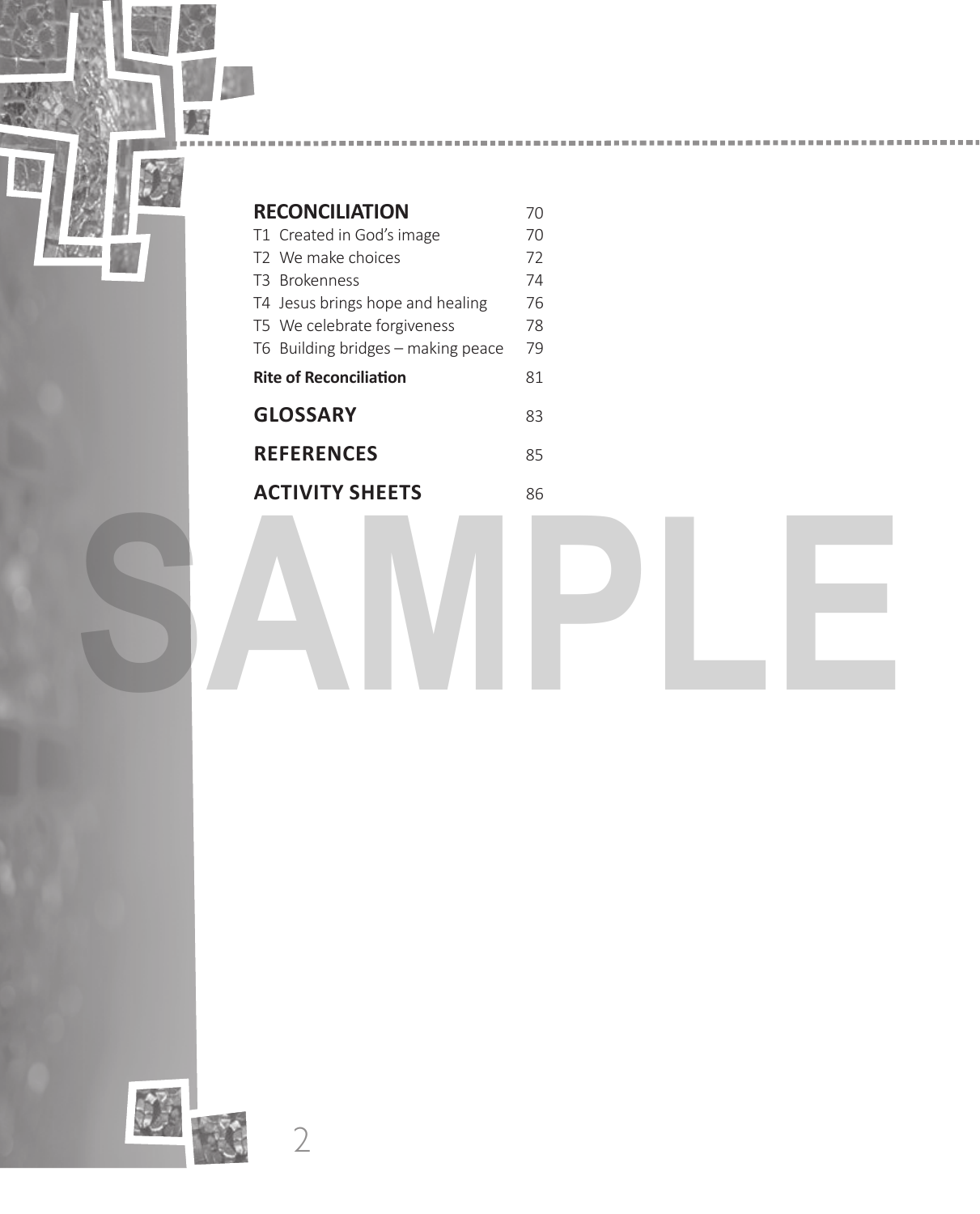| | |
|---|---|
| **RECONCILIATION** | 70 |
| T1 Created in God's image | 70 |
| T2 We make choices | 72 |
| T3 Brokenness | 74 |
| T4 Jesus brings hope and healing | 76 |
| T5 We celebrate forgiveness | 78 |
| T6 Building bridges – making peace | 79 |
| **Rite of Reconciliation** | 81 |
| **GLOSSARY** | 83 |
| **REFERENCES** | 85 |
| **ACTIVITY SHEETS** | 86 |

SAMPLE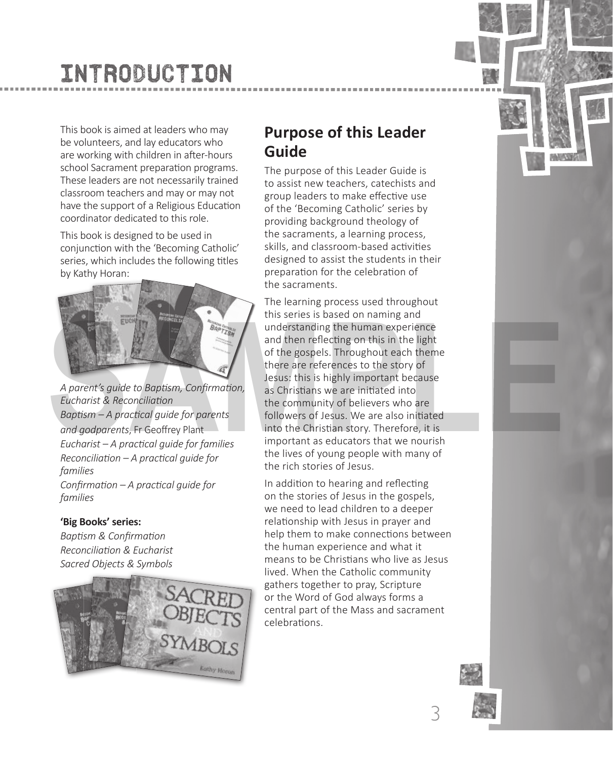# INTRODUCTION

This book is aimed at leaders who may be volunteers, and lay educators who are working with children in after-hours school Sacrament preparation programs. These leaders are not necessarily trained classroom teachers and may or may not have the support of a Religious Education coordinator dedicated to this role.

This book is designed to be used in conjunction with the 'Becoming Catholic' series, which includes the following titles by Kathy Horan:

*A parent's guide to Baptism, Confirmation, Eucharist & Reconciliation*

*Baptism – A practical guide for parents and godparents*, Fr Geoffrey Plant

*Eucharist – A practical guide for families*

*Reconciliation – A practical guide for families*

*Confirmation – A practical guide for families*

**'Big Books' series:**

*Baptism & Confirmation*

*Reconciliation & Eucharist*

*Sacred Objects & Symbols*

## Purpose of this Leader Guide

The purpose of this Leader Guide is to assist new teachers, catechists and group leaders to make effective use of the 'Becoming Catholic' series by providing background theology of the sacraments, a learning process, skills, and classroom-based activities designed to assist the students in their preparation for the celebration of the sacraments.

The learning process used throughout this series is based on naming and understanding the human experience and then reflecting on this in the light of the gospels. Throughout each theme there are references to the story of Jesus: this is highly important because as Christians we are initiated into the community of believers who are followers of Jesus. We are also initiated into the Christian story. Therefore, it is important as educators that we nourish the lives of young people with many of the rich stories of Jesus.

In addition to hearing and reflecting on the stories of Jesus in the gospels, we need to lead children to a deeper relationship with Jesus in prayer and help them to make connections between the human experience and what it means to be Christians who live as Jesus lived. When the Catholic community gathers together to pray, Scripture or the Word of God always forms a central part of the Mass and sacrament celebrations.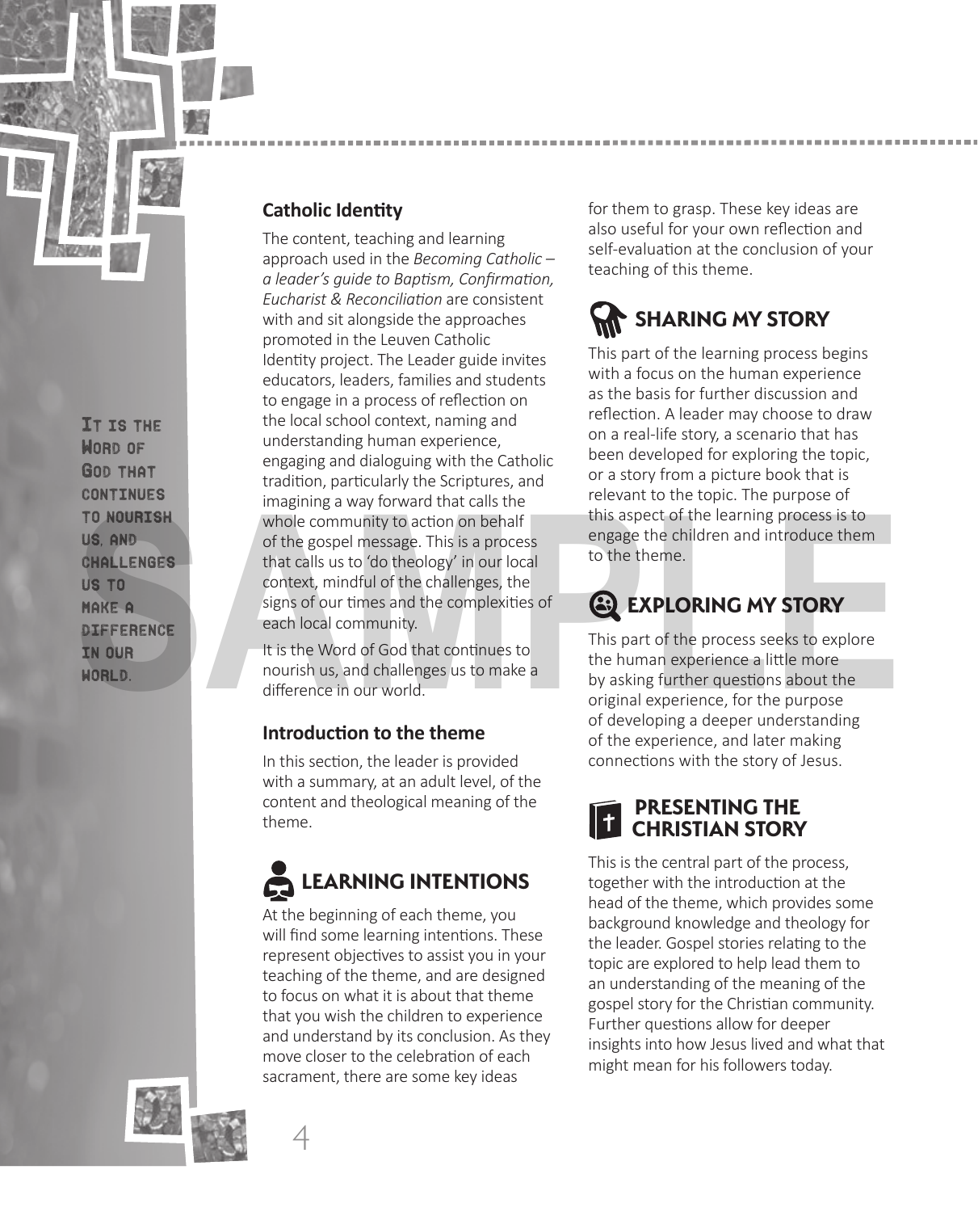It is the Word of God that continues to nourish us, and challenges us to make a difference in our world.

## Catholic Identity

The content, teaching and learning approach used in the *Becoming Catholic – a leader's guide to Baptism, Confirmation, Eucharist & Reconciliation* are consistent with and sit alongside the approaches promoted in the Leuven Catholic Identity project. The Leader guide invites educators, leaders, families and students to engage in a process of reflection on the local school context, naming and understanding human experience, engaging and dialoguing with the Catholic tradition, particularly the Scriptures, and imagining a way forward that calls the whole community to action on behalf of the gospel message. This is a process that calls us to 'do theology' in our local context, mindful of the challenges, the signs of our times and the complexities of each local community.

It is the Word of God that continues to nourish us, and challenges us to make a difference in our world.

## Introduction to the theme

In this section, the leader is provided with a summary, at an adult level, of the content and theological meaning of the theme.

## LEARNING INTENTIONS

At the beginning of each theme, you will find some learning intentions. These represent objectives to assist you in your teaching of the theme, and are designed to focus on what it is about that theme that you wish the children to experience and understand by its conclusion. As they move closer to the celebration of each sacrament, there are some key ideas for them to grasp. These key ideas are also useful for your own reflection and self-evaluation at the conclusion of your teaching of this theme.

## SHARING MY STORY

This part of the learning process begins with a focus on the human experience as the basis for further discussion and reflection. A leader may choose to draw on a real-life story, a scenario that has been developed for exploring the topic, or a story from a picture book that is relevant to the topic. The purpose of this aspect of the learning process is to engage the children and introduce them to the theme.

## EXPLORING MY STORY

This part of the process seeks to explore the human experience a little more by asking further questions about the original experience, for the purpose of developing a deeper understanding of the experience, and later making connections with the story of Jesus.

## PRESENTING THE CHRISTIAN STORY

This is the central part of the process, together with the introduction at the head of the theme, which provides some background knowledge and theology for the leader. Gospel stories relating to the topic are explored to help lead them to an understanding of the meaning of the gospel story for the Christian community. Further questions allow for deeper insights into how Jesus lived and what that might mean for his followers today.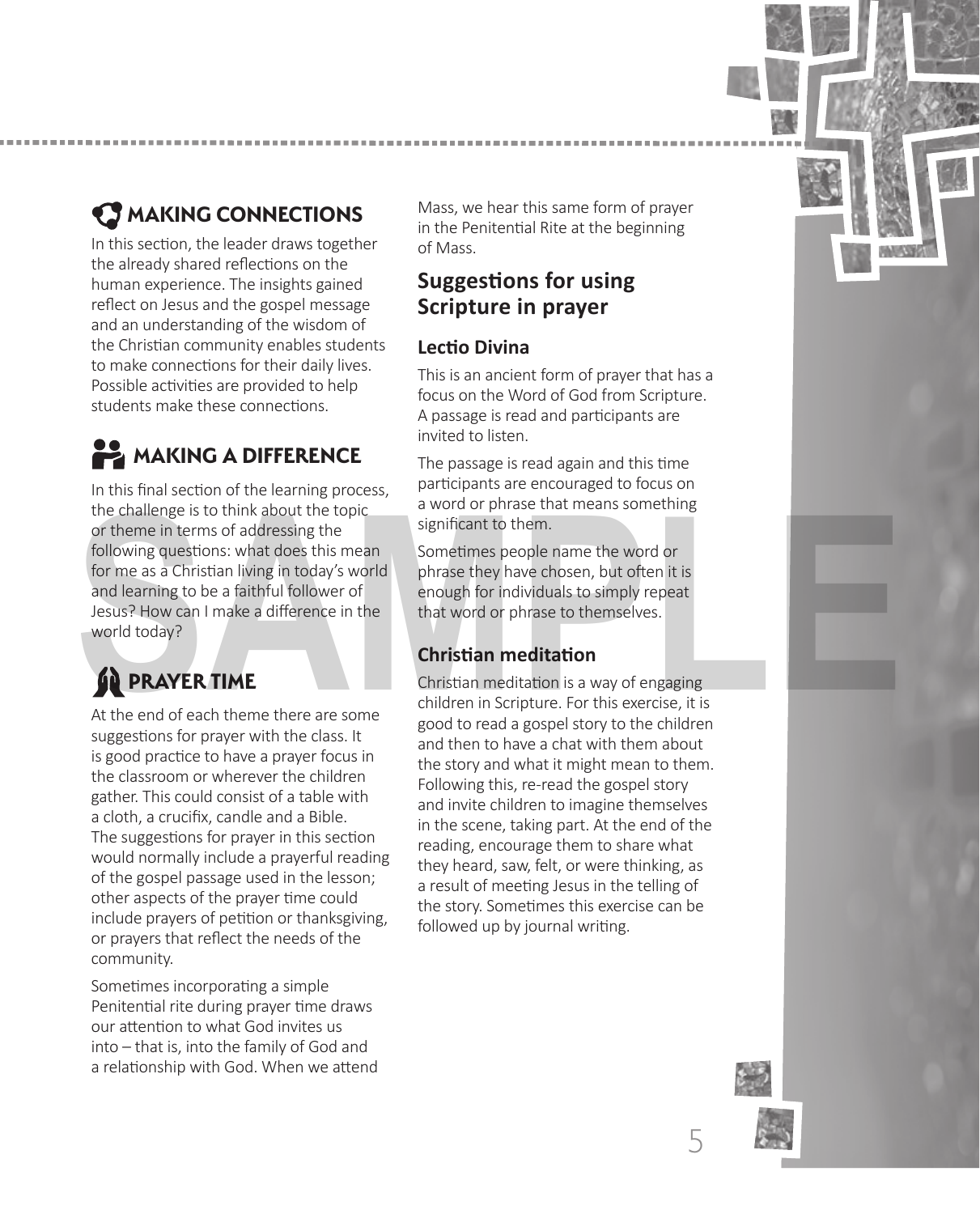## MAKING CONNECTIONS

In this section, the leader draws together the already shared reflections on the human experience. The insights gained reflect on Jesus and the gospel message and an understanding of the wisdom of the Christian community enables students to make connections for their daily lives. Possible activities are provided to help students make these connections.

## MAKING A DIFFERENCE

In this final section of the learning process, the challenge is to think about the topic or theme in terms of addressing the following questions: what does this mean for me as a Christian living in today's world and learning to be a faithful follower of Jesus? How can I make a difference in the world today?

## PRAYER TIME

At the end of each theme there are some suggestions for prayer with the class. It is good practice to have a prayer focus in the classroom or wherever the children gather. This could consist of a table with a cloth, a crucifix, candle and a Bible. The suggestions for prayer in this section would normally include a prayerful reading of the gospel passage used in the lesson; other aspects of the prayer time could include prayers of petition or thanksgiving, or prayers that reflect the needs of the community.

Sometimes incorporating a simple Penitential rite during prayer time draws our attention to what God invites us into – that is, into the family of God and a relationship with God. When we attend Mass, we hear this same form of prayer in the Penitential Rite at the beginning of Mass.

## Suggestions for using Scripture in prayer

### Lectio Divina

This is an ancient form of prayer that has a focus on the Word of God from Scripture. A passage is read and participants are invited to listen.

The passage is read again and this time participants are encouraged to focus on a word or phrase that means something significant to them.

Sometimes people name the word or phrase they have chosen, but often it is enough for individuals to simply repeat that word or phrase to themselves.

### Christian meditation

Christian meditation is a way of engaging children in Scripture. For this exercise, it is good to read a gospel story to the children and then to have a chat with them about the story and what it might mean to them. Following this, re-read the gospel story and invite children to imagine themselves in the scene, taking part. At the end of the reading, encourage them to share what they heard, saw, felt, or were thinking, as a result of meeting Jesus in the telling of the story. Sometimes this exercise can be followed up by journal writing.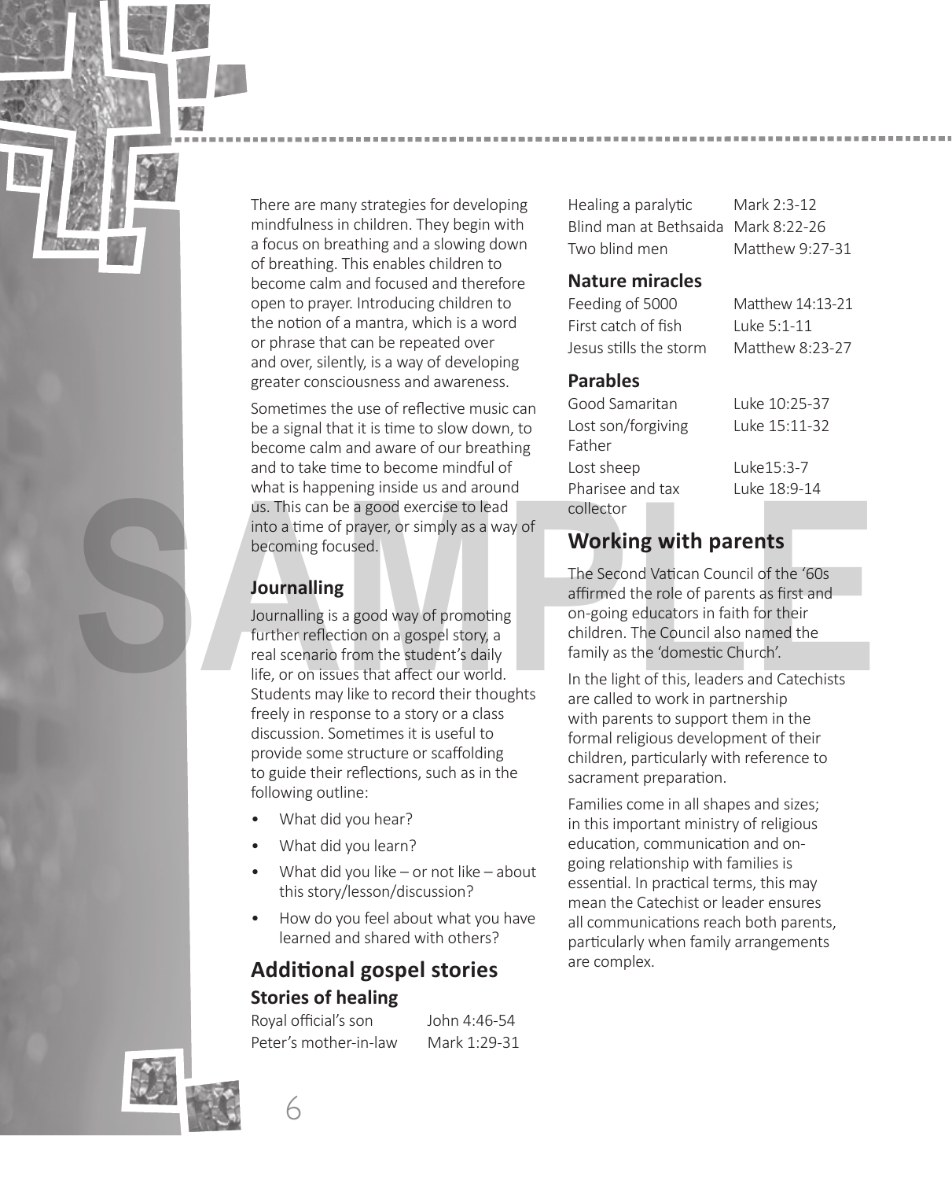There are many strategies for developing mindfulness in children. They begin with a focus on breathing and a slowing down of breathing. This enables children to become calm and focused and therefore open to prayer. Introducing children to the notion of a mantra, which is a word or phrase that can be repeated over and over, silently, is a way of developing greater consciousness and awareness.

Sometimes the use of reflective music can be a signal that it is time to slow down, to become calm and aware of our breathing and to take time to become mindful of what is happening inside us and around us. This can be a good exercise to lead into a time of prayer, or simply as a way of becoming focused.

### Journalling

Journalling is a good way of promoting further reflection on a gospel story, a real scenario from the student's daily life, or on issues that affect our world. Students may like to record their thoughts freely in response to a story or a class discussion. Sometimes it is useful to provide some structure or scaffolding to guide their reflections, such as in the following outline:

- What did you hear?
- What did you learn?
- What did you like – or not like – about this story/lesson/discussion?
- How do you feel about what you have learned and shared with others?

## Additional gospel stories

### Stories of healing

| | |
|---|---|
| Royal official's son | John 4:46-54 |
| Peter's mother-in-law | Mark 1:29-31 |
| Healing a paralytic | Mark 2:3-12 |
| Blind man at Bethsaida | Mark 8:22-26 |
| Two blind men | Matthew 9:27-31 |

### Nature miracles

| | |
|---|---|
| Feeding of 5000 | Matthew 14:13-21 |
| First catch of fish | Luke 5:1-11 |
| Jesus stills the storm | Matthew 8:23-27 |

### Parables

| | |
|---|---|
| Good Samaritan | Luke 10:25-37 |
| Lost son/forgiving Father | Luke 15:11-32 |
| Lost sheep | Luke15:3-7 |
| Pharisee and tax collector | Luke 18:9-14 |

## Working with parents

The Second Vatican Council of the '60s affirmed the role of parents as first and on-going educators in faith for their children. The Council also named the family as the 'domestic Church'.

In the light of this, leaders and Catechists are called to work in partnership with parents to support them in the formal religious development of their children, particularly with reference to sacrament preparation.

Families come in all shapes and sizes; in this important ministry of religious education, communication and on-going relationship with families is essential. In practical terms, this may mean the Catechist or leader ensures all communications reach both parents, particularly when family arrangements are complex.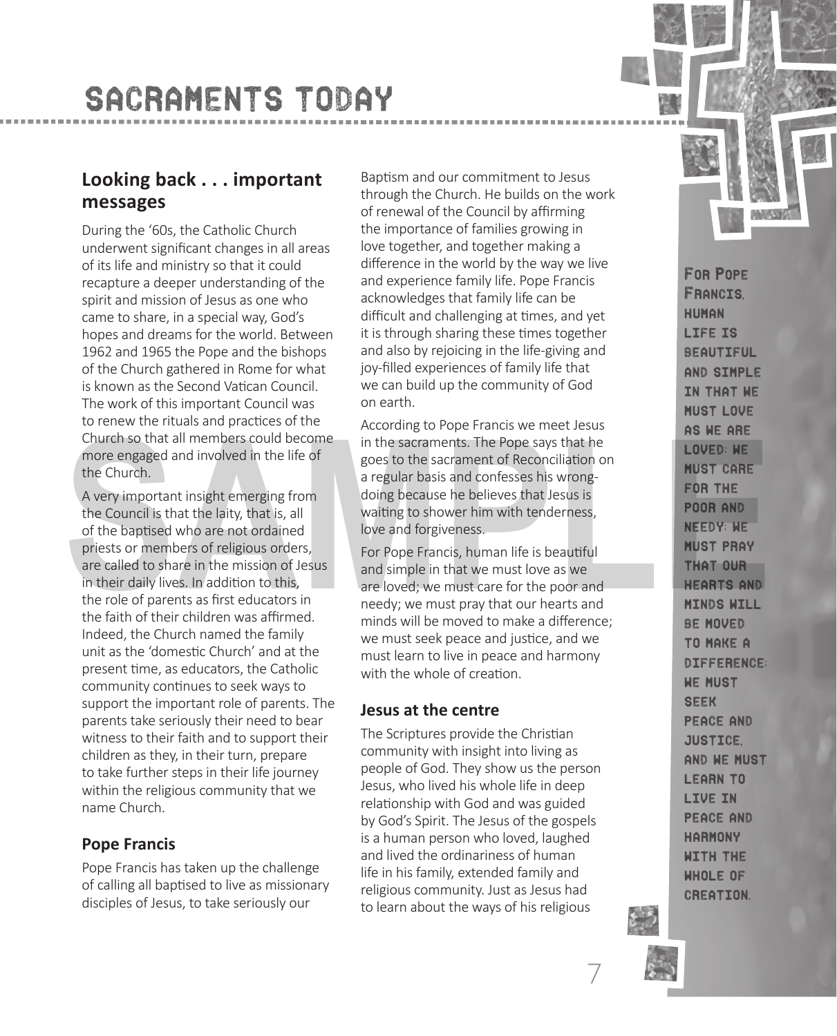# SACRAMENTS TODAY

## Looking back . . . important messages

During the '60s, the Catholic Church underwent significant changes in all areas of its life and ministry so that it could recapture a deeper understanding of the spirit and mission of Jesus as one who came to share, in a special way, God's hopes and dreams for the world. Between 1962 and 1965 the Pope and the bishops of the Church gathered in Rome for what is known as the Second Vatican Council. The work of this important Council was to renew the rituals and practices of the Church so that all members could become more engaged and involved in the life of the Church.

A very important insight emerging from the Council is that the laity, that is, all of the baptised who are not ordained priests or members of religious orders, are called to share in the mission of Jesus in their daily lives. In addition to this, the role of parents as first educators in the faith of their children was affirmed. Indeed, the Church named the family unit as the 'domestic Church' and at the present time, as educators, the Catholic community continues to seek ways to support the important role of parents. The parents take seriously their need to bear witness to their faith and to support their children as they, in their turn, prepare to take further steps in their life journey within the religious community that we name Church.

## Pope Francis

Pope Francis has taken up the challenge of calling all baptised to live as missionary disciples of Jesus, to take seriously our Baptism and our commitment to Jesus through the Church. He builds on the work of renewal of the Council by affirming the importance of families growing in love together, and together making a difference in the world by the way we live and experience family life. Pope Francis acknowledges that family life can be difficult and challenging at times, and yet it is through sharing these times together and also by rejoicing in the life-giving and joy-filled experiences of family life that we can build up the community of God on earth.

According to Pope Francis we meet Jesus in the sacraments. The Pope says that he goes to the sacrament of Reconciliation on a regular basis and confesses his wrong-doing because he believes that Jesus is waiting to shower him with tenderness, love and forgiveness.

For Pope Francis, human life is beautiful and simple in that we must love as we are loved; we must care for the poor and needy; we must pray that our hearts and minds will be moved to make a difference; we must seek peace and justice, and we must learn to live in peace and harmony with the whole of creation.

## Jesus at the centre

The Scriptures provide the Christian community with insight into living as people of God. They show us the person Jesus, who lived his whole life in deep relationship with God and was guided by God's Spirit. The Jesus of the gospels is a human person who loved, laughed and lived the ordinariness of human life in his family, extended family and religious community. Just as Jesus had to learn about the ways of his religious

For Pope Francis, human life is beautiful and simple in that we must love as we are loved; we must care for the poor and needy; we must pray that our hearts and minds will be moved to make a difference; we must seek peace and justice, and we must learn to live in peace and harmony with the whole of creation.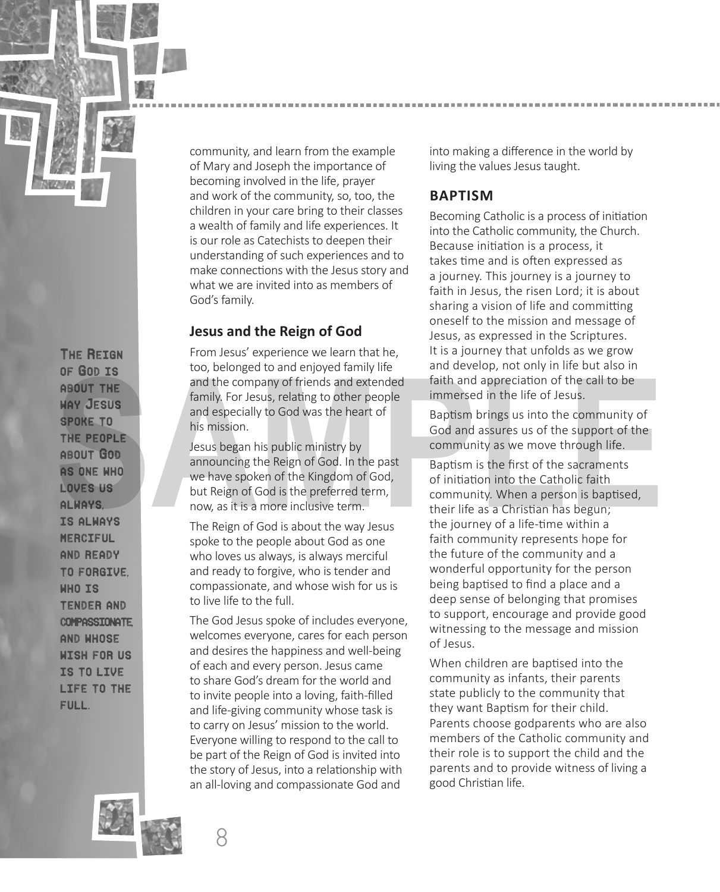community, and learn from the example of Mary and Joseph the importance of becoming involved in the life, prayer and work of the community, so, too, the children in your care bring to their classes a wealth of family and life experiences. It is our role as Catechists to deepen their understanding of such experiences and to make connections with the Jesus story and what we are invited into as members of God's family.

## Jesus and the Reign of God

From Jesus' experience we learn that he, too, belonged to and enjoyed family life and the company of friends and extended family. For Jesus, relating to other people and especially to God was the heart of his mission.

Jesus began his public ministry by announcing the Reign of God. In the past we have spoken of the Kingdom of God, but Reign of God is the preferred term, now, as it is a more inclusive term.

The Reign of God is about the way Jesus spoke to the people about God as one who loves us always, is always merciful and ready to forgive, who is tender and compassionate, and whose wish for us is to live life to the full.

> The Reign of God is about the way Jesus spoke to the people about God as one who loves us always, is always merciful and ready to forgive, who is tender and compassionate, and whose wish for us is to live life to the full.

The God Jesus spoke of includes everyone, welcomes everyone, cares for each person and desires the happiness and well-being of each and every person. Jesus came to share God's dream for the world and to invite people into a loving, faith-filled and life-giving community whose task is to carry on Jesus' mission to the world. Everyone willing to respond to the call to be part of the Reign of God is invited into the story of Jesus, into a relationship with an all-loving and compassionate God and into making a difference in the world by living the values Jesus taught.

## BAPTISM

Becoming Catholic is a process of initiation into the Catholic community, the Church. Because initiation is a process, it takes time and is often expressed as a journey. This journey is a journey to faith in Jesus, the risen Lord; it is about sharing a vision of life and committing oneself to the mission and message of Jesus, as expressed in the Scriptures. It is a journey that unfolds as we grow and develop, not only in life but also in faith and appreciation of the call to be immersed in the life of Jesus.

Baptism brings us into the community of God and assures us of the support of the community as we move through life.

Baptism is the first of the sacraments of initiation into the Catholic faith community. When a person is baptised, their life as a Christian has begun; the journey of a life-time within a faith community represents hope for the future of the community and a wonderful opportunity for the person being baptised to find a place and a deep sense of belonging that promises to support, encourage and provide good witnessing to the message and mission of Jesus.

When children are baptised into the community as infants, their parents state publicly to the community that they want Baptism for their child. Parents choose godparents who are also members of the Catholic community and their role is to support the child and the parents and to provide witness of living a good Christian life.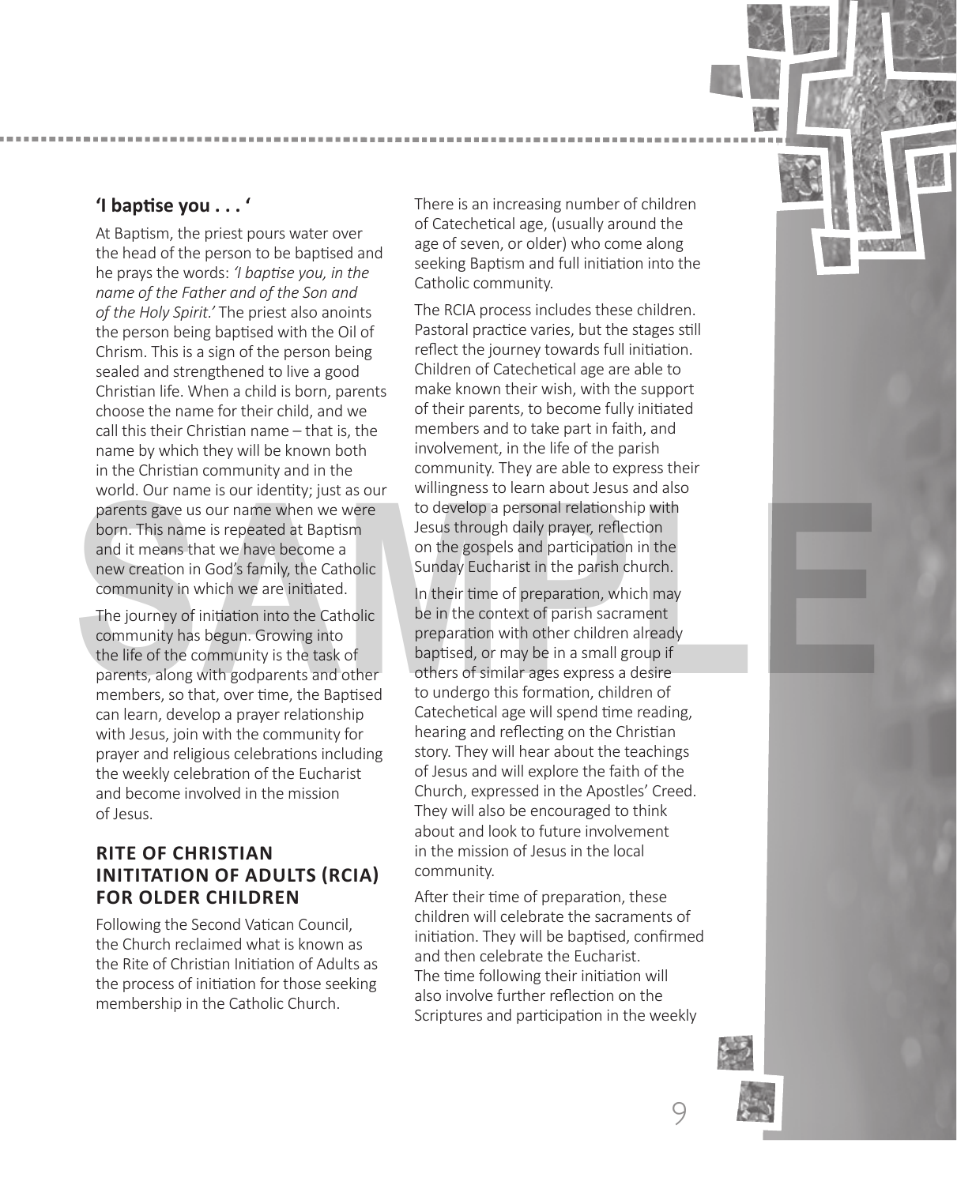## 'I baptise you . . . '

At Baptism, the priest pours water over the head of the person to be baptised and he prays the words: *'I baptise you, in the name of the Father and of the Son and of the Holy Spirit.'* The priest also anoints the person being baptised with the Oil of Chrism. This is a sign of the person being sealed and strengthened to live a good Christian life. When a child is born, parents choose the name for their child, and we call this their Christian name – that is, the name by which they will be known both in the Christian community and in the world. Our name is our identity; just as our parents gave us our name when we were born. This name is repeated at Baptism and it means that we have become a new creation in God's family, the Catholic community in which we are initiated.

The journey of initiation into the Catholic community has begun. Growing into the life of the community is the task of parents, along with godparents and other members, so that, over time, the Baptised can learn, develop a prayer relationship with Jesus, join with the community for prayer and religious celebrations including the weekly celebration of the Eucharist and become involved in the mission of Jesus.

## RITE OF CHRISTIAN INITITATION OF ADULTS (RCIA) FOR OLDER CHILDREN

Following the Second Vatican Council, the Church reclaimed what is known as the Rite of Christian Initiation of Adults as the process of initiation for those seeking membership in the Catholic Church.

There is an increasing number of children of Catechetical age, (usually around the age of seven, or older) who come along seeking Baptism and full initiation into the Catholic community.

The RCIA process includes these children. Pastoral practice varies, but the stages still reflect the journey towards full initiation. Children of Catechetical age are able to make known their wish, with the support of their parents, to become fully initiated members and to take part in faith, and involvement, in the life of the parish community. They are able to express their willingness to learn about Jesus and also to develop a personal relationship with Jesus through daily prayer, reflection on the gospels and participation in the Sunday Eucharist in the parish church.

In their time of preparation, which may be in the context of parish sacrament preparation with other children already baptised, or may be in a small group if others of similar ages express a desire to undergo this formation, children of Catechetical age will spend time reading, hearing and reflecting on the Christian story. They will hear about the teachings of Jesus and will explore the faith of the Church, expressed in the Apostles' Creed. They will also be encouraged to think about and look to future involvement in the mission of Jesus in the local community.

After their time of preparation, these children will celebrate the sacraments of initiation. They will be baptised, confirmed and then celebrate the Eucharist. The time following their initiation will also involve further reflection on the Scriptures and participation in the weekly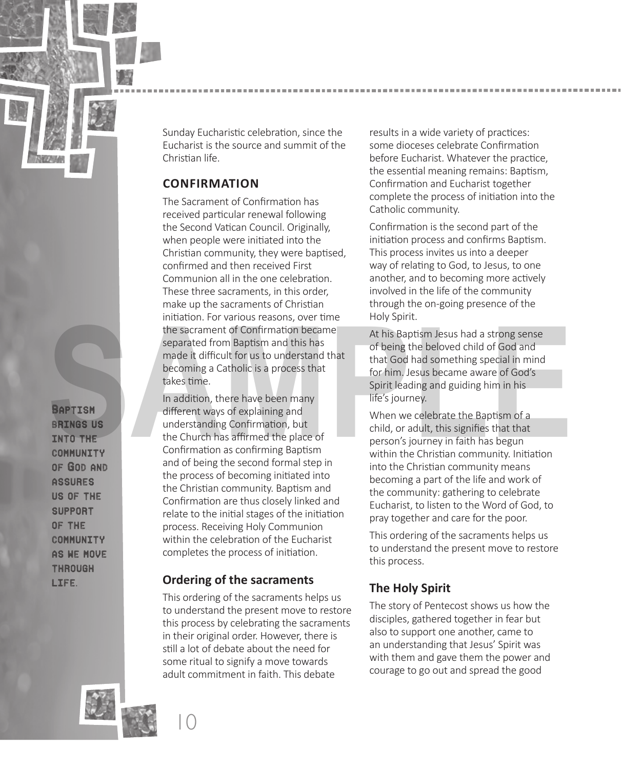Sunday Eucharistic celebration, since the Eucharist is the source and summit of the Christian life.

## CONFIRMATION

The Sacrament of Confirmation has received particular renewal following the Second Vatican Council. Originally, when people were initiated into the Christian community, they were baptised, confirmed and then received First Communion all in the one celebration. These three sacraments, in this order, make up the sacraments of Christian initiation. For various reasons, over time the sacrament of Confirmation became separated from Baptism and this has made it difficult for us to understand that becoming a Catholic is a process that takes time.

In addition, there have been many different ways of explaining and understanding Confirmation, but the Church has affirmed the place of Confirmation as confirming Baptism and of being the second formal step in the process of becoming initiated into the Christian community. Baptism and Confirmation are thus closely linked and relate to the initial stages of the initiation process. Receiving Holy Communion within the celebration of the Eucharist completes the process of initiation.

**Baptism brings us into the community of God and assures us of the support of the community as we move through life.**

### Ordering of the sacraments

This ordering of the sacraments helps us to understand the present move to restore this process by celebrating the sacraments in their original order. However, there is still a lot of debate about the need for some ritual to signify a move towards adult commitment in faith. This debate results in a wide variety of practices: some dioceses celebrate Confirmation before Eucharist. Whatever the practice, the essential meaning remains: Baptism, Confirmation and Eucharist together complete the process of initiation into the Catholic community.

Confirmation is the second part of the initiation process and confirms Baptism. This process invites us into a deeper way of relating to God, to Jesus, to one another, and to becoming more actively involved in the life of the community through the on-going presence of the Holy Spirit.

At his Baptism Jesus had a strong sense of being the beloved child of God and that God had something special in mind for him. Jesus became aware of God's Spirit leading and guiding him in his life's journey.

When we celebrate the Baptism of a child, or adult, this signifies that that person's journey in faith has begun within the Christian community. Initiation into the Christian community means becoming a part of the life and work of the community: gathering to celebrate Eucharist, to listen to the Word of God, to pray together and care for the poor.

This ordering of the sacraments helps us to understand the present move to restore this process.

### The Holy Spirit

The story of Pentecost shows us how the disciples, gathered together in fear but also to support one another, came to an understanding that Jesus' Spirit was with them and gave them the power and courage to go out and spread the good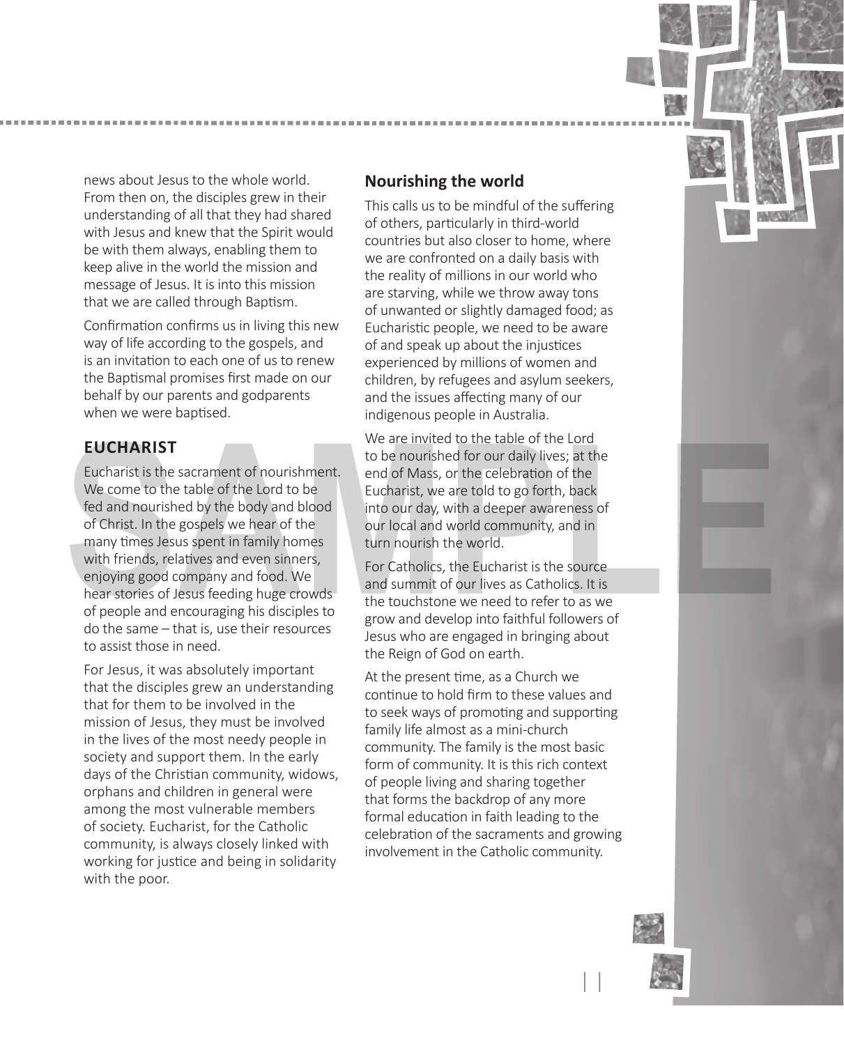news about Jesus to the whole world. From then on, the disciples grew in their understanding of all that they had shared with Jesus and knew that the Spirit would be with them always, enabling them to keep alive in the world the mission and message of Jesus. It is into this mission that we are called through Baptism.

Confirmation confirms us in living this new way of life according to the gospels, and is an invitation to each one of us to renew the Baptismal promises first made on our behalf by our parents and godparents when we were baptised.

## EUCHARIST

Eucharist is the sacrament of nourishment. We come to the table of the Lord to be fed and nourished by the body and blood of Christ. In the gospels we hear of the many times Jesus spent in family homes with friends, relatives and even sinners, enjoying good company and food. We hear stories of Jesus feeding huge crowds of people and encouraging his disciples to do the same – that is, use their resources to assist those in need.

For Jesus, it was absolutely important that the disciples grew an understanding that for them to be involved in the mission of Jesus, they must be involved in the lives of the most needy people in society and support them. In the early days of the Christian community, widows, orphans and children in general were among the most vulnerable members of society. Eucharist, for the Catholic community, is always closely linked with working for justice and being in solidarity with the poor.

### Nourishing the world

This calls us to be mindful of the suffering of others, particularly in third-world countries but also closer to home, where we are confronted on a daily basis with the reality of millions in our world who are starving, while we throw away tons of unwanted or slightly damaged food; as Eucharistic people, we need to be aware of and speak up about the injustices experienced by millions of women and children, by refugees and asylum seekers, and the issues affecting many of our indigenous people in Australia.

We are invited to the table of the Lord to be nourished for our daily lives; at the end of Mass, or the celebration of the Eucharist, we are told to go forth, back into our day, with a deeper awareness of our local and world community, and in turn nourish the world.

For Catholics, the Eucharist is the source and summit of our lives as Catholics. It is the touchstone we need to refer to as we grow and develop into faithful followers of Jesus who are engaged in bringing about the Reign of God on earth.

At the present time, as a Church we continue to hold firm to these values and to seek ways of promoting and supporting family life almost as a mini-church community. The family is the most basic form of community. It is this rich context of people living and sharing together that forms the backdrop of any more formal education in faith leading to the celebration of the sacraments and growing involvement in the Catholic community.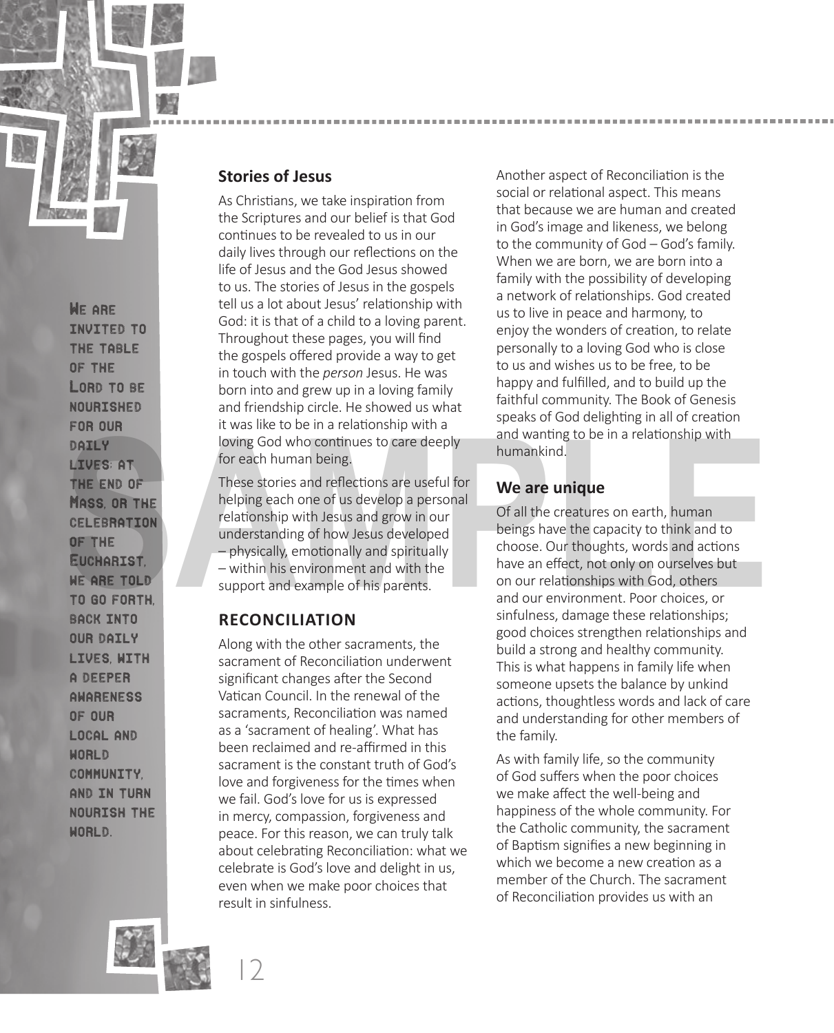We are invited to the table of the Lord to be nourished for our daily lives; at the end of Mass, or the celebration of the Eucharist, we are told to go forth, back into our daily lives, with a deeper awareness of our local and world community, and in turn nourish the world.

## Stories of Jesus

As Christians, we take inspiration from the Scriptures and our belief is that God continues to be revealed to us in our daily lives through our reflections on the life of Jesus and the God Jesus showed to us. The stories of Jesus in the gospels tell us a lot about Jesus' relationship with God: it is that of a child to a loving parent. Throughout these pages, you will find the gospels offered provide a way to get in touch with the *person* Jesus. He was born into and grew up in a loving family and friendship circle. He showed us what it was like to be in a relationship with a loving God who continues to care deeply for each human being.

These stories and reflections are useful for helping each one of us develop a personal relationship with Jesus and grow in our understanding of how Jesus developed – physically, emotionally and spiritually – within his environment and with the support and example of his parents.

## RECONCILIATION

Along with the other sacraments, the sacrament of Reconciliation underwent significant changes after the Second Vatican Council. In the renewal of the sacraments, Reconciliation was named as a 'sacrament of healing'. What has been reclaimed and re-affirmed in this sacrament is the constant truth of God's love and forgiveness for the times when we fail. God's love for us is expressed in mercy, compassion, forgiveness and peace. For this reason, we can truly talk about celebrating Reconciliation: what we celebrate is God's love and delight in us, even when we make poor choices that result in sinfulness.

Another aspect of Reconciliation is the social or relational aspect. This means that because we are human and created in God's image and likeness, we belong to the community of God – God's family. When we are born, we are born into a family with the possibility of developing a network of relationships. God created us to live in peace and harmony, to enjoy the wonders of creation, to relate personally to a loving God who is close to us and wishes us to be free, to be happy and fulfilled, and to build up the faithful community. The Book of Genesis speaks of God delighting in all of creation and wanting to be in a relationship with humankind.

## We are unique

Of all the creatures on earth, human beings have the capacity to think and to choose. Our thoughts, words and actions have an effect, not only on ourselves but on our relationships with God, others and our environment. Poor choices, or sinfulness, damage these relationships; good choices strengthen relationships and build a strong and healthy community. This is what happens in family life when someone upsets the balance by unkind actions, thoughtless words and lack of care and understanding for other members of the family.

As with family life, so the community of God suffers when the poor choices we make affect the well-being and happiness of the whole community. For the Catholic community, the sacrament of Baptism signifies a new beginning in which we become a new creation as a member of the Church. The sacrament of Reconciliation provides us with an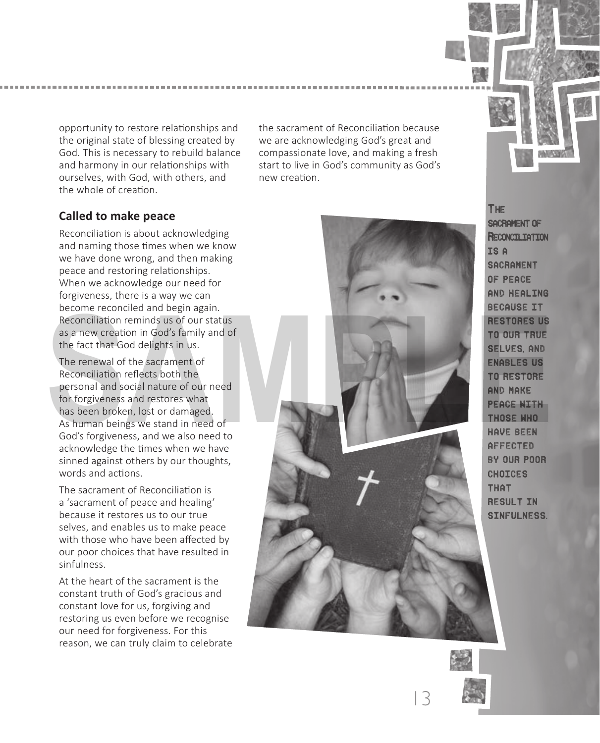opportunity to restore relationships and the original state of blessing created by God. This is necessary to rebuild balance and harmony in our relationships with ourselves, with God, with others, and the whole of creation.

## Called to make peace

Reconciliation is about acknowledging and naming those times when we know we have done wrong, and then making peace and restoring relationships. When we acknowledge our need for forgiveness, there is a way we can become reconciled and begin again. Reconciliation reminds us of our status as a new creation in God's family and of the fact that God delights in us.

The renewal of the sacrament of Reconciliation reflects both the personal and social nature of our need for forgiveness and restores what has been broken, lost or damaged. As human beings we stand in need of God's forgiveness, and we also need to acknowledge the times when we have sinned against others by our thoughts, words and actions.

The sacrament of Reconciliation is a 'sacrament of peace and healing' because it restores us to our true selves, and enables us to make peace with those who have been affected by our poor choices that have resulted in sinfulness.

At the heart of the sacrament is the constant truth of God's gracious and constant love for us, forgiving and restoring us even before we recognise our need for forgiveness. For this reason, we can truly claim to celebrate the sacrament of Reconciliation because we are acknowledging God's great and compassionate love, and making a fresh start to live in God's community as God's new creation.

THE SACRAMENT OF RECONCILIATION IS A SACRAMENT OF PEACE AND HEALING BECAUSE IT RESTORES US TO OUR TRUE SELVES, AND ENABLES US TO RESTORE AND MAKE PEACE WITH THOSE WHO HAVE BEEN AFFECTED BY OUR POOR CHOICES THAT RESULT IN SINFULNESS.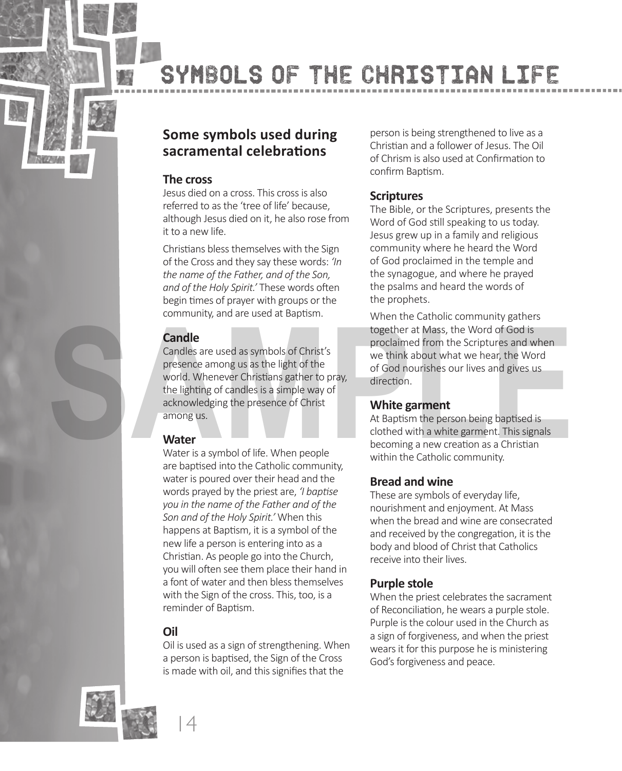# SYMBOLS OF THE CHRISTIAN LIFE

## Some symbols used during sacramental celebrations

### The cross

Jesus died on a cross. This cross is also referred to as the 'tree of life' because, although Jesus died on it, he also rose from it to a new life.

Christians bless themselves with the Sign of the Cross and they say these words: *'In the name of the Father, and of the Son, and of the Holy Spirit.'* These words often begin times of prayer with groups or the community, and are used at Baptism.

### Candle

Candles are used as symbols of Christ's presence among us as the light of the world. Whenever Christians gather to pray, the lighting of candles is a simple way of acknowledging the presence of Christ among us.

### Water

Water is a symbol of life. When people are baptised into the Catholic community, water is poured over their head and the words prayed by the priest are, *'I baptise you in the name of the Father and of the Son and of the Holy Spirit.'* When this happens at Baptism, it is a symbol of the new life a person is entering into as a Christian. As people go into the Church, you will often see them place their hand in a font of water and then bless themselves with the Sign of the cross. This, too, is a reminder of Baptism.

### Oil

Oil is used as a sign of strengthening. When a person is baptised, the Sign of the Cross is made with oil, and this signifies that the person is being strengthened to live as a Christian and a follower of Jesus. The Oil of Chrism is also used at Confirmation to confirm Baptism.

### Scriptures

The Bible, or the Scriptures, presents the Word of God still speaking to us today. Jesus grew up in a family and religious community where he heard the Word of God proclaimed in the temple and the synagogue, and where he prayed the psalms and heard the words of the prophets.

When the Catholic community gathers together at Mass, the Word of God is proclaimed from the Scriptures and when we think about what we hear, the Word of God nourishes our lives and gives us direction.

### White garment

At Baptism the person being baptised is clothed with a white garment. This signals becoming a new creation as a Christian within the Catholic community.

### Bread and wine

These are symbols of everyday life, nourishment and enjoyment. At Mass when the bread and wine are consecrated and received by the congregation, it is the body and blood of Christ that Catholics receive into their lives.

### Purple stole

When the priest celebrates the sacrament of Reconciliation, he wears a purple stole. Purple is the colour used in the Church as a sign of forgiveness, and when the priest wears it for this purpose he is ministering God's forgiveness and peace.